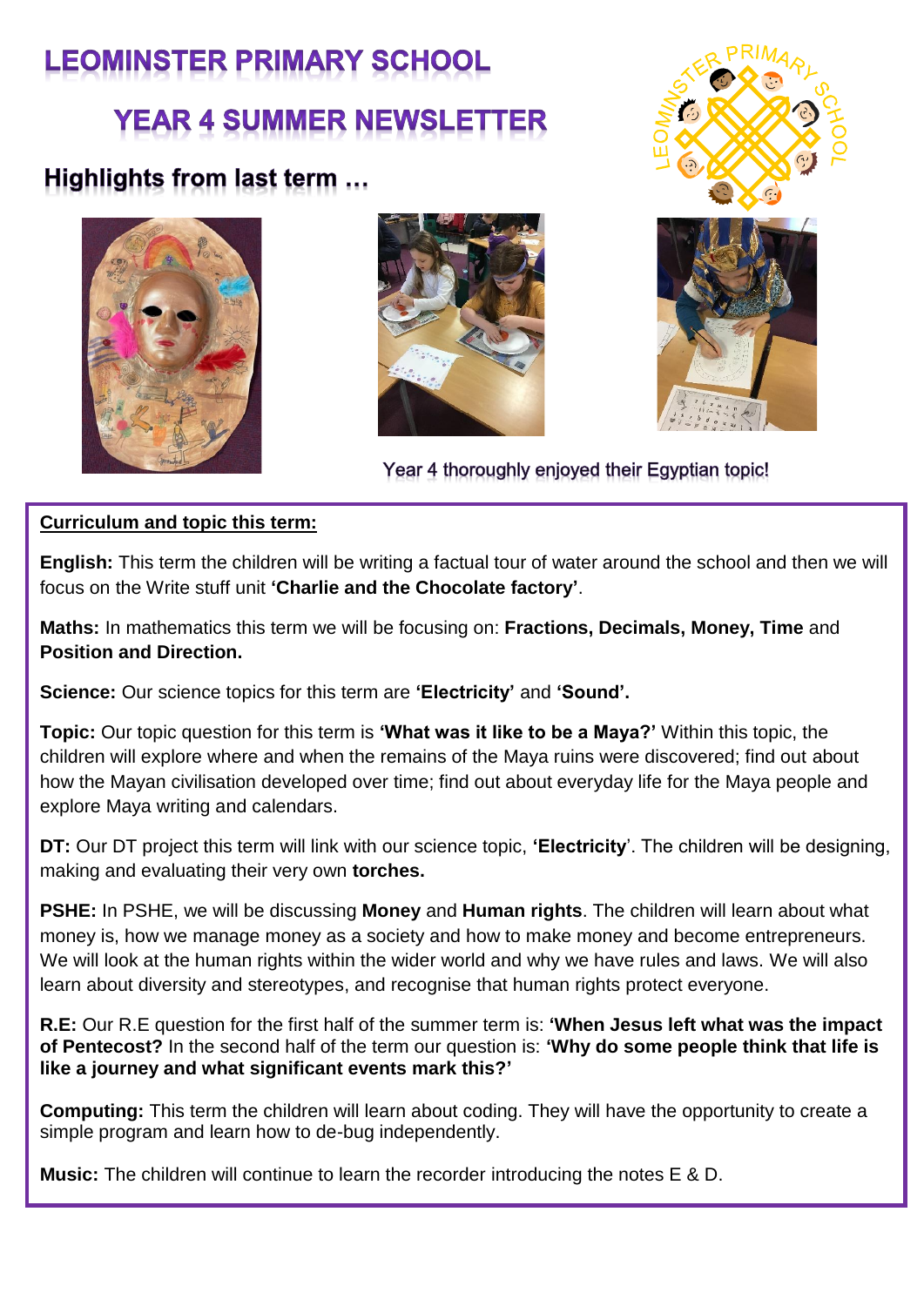# LEOMINSTER PRIMARY SCHOOL

## YEAR 4 SUMMER NEWSLETTER

### Highlights from last term …

Year 4 thoroughly enjoyed their Egyptian topic!

**Curriculum and topic this term:**

**English:** This term the children will be writing a factual tour of water around the school and then we will focus on the Write stuff unit **'Charlie and the Chocolate factory'**.

**Maths:** In mathematics this term we will be focusing on: **Fractions, Decimals, Money, Time** and **Position and Direction.**

**Science:** Our science topics for this term are **'Electricity'** and **'Sound'.**

**Topic:** Our topic question for this term is **'What was it like to be a Maya?'** Within this topic, the children will explore where and when the remains of the Maya ruins were discovered; find out about how the Mayan civilisation developed over time; find out about everyday life for the Maya people and explore Maya writing and calendars.

**DT:** Our DT project this term will link with our science topic, **'Electricity**'. The children will be designing, making and evaluating their very own **torches.**

**PSHE:** In PSHE, we will be discussing **Money** and **Human rights**. The children will learn about what money is, how we manage money as a society and how to make money and become entrepreneurs. We will look at the human rights within the wider world and why we have rules and laws. We will also learn about diversity and stereotypes, and recognise that human rights protect everyone.

**R.E:** Our R.E question for the first half of the summer term is: **'When Jesus left what was the impact of Pentecost?** In the second half of the term our question is: **'Why do some people think that life is like a journey and what significant events mark this?'**

**Computing:** This term the children will learn about coding. They will have the opportunity to create a simple program and learn how to de-bug independently.

**Music:** The children will continue to learn the recorder introducing the notes E & D.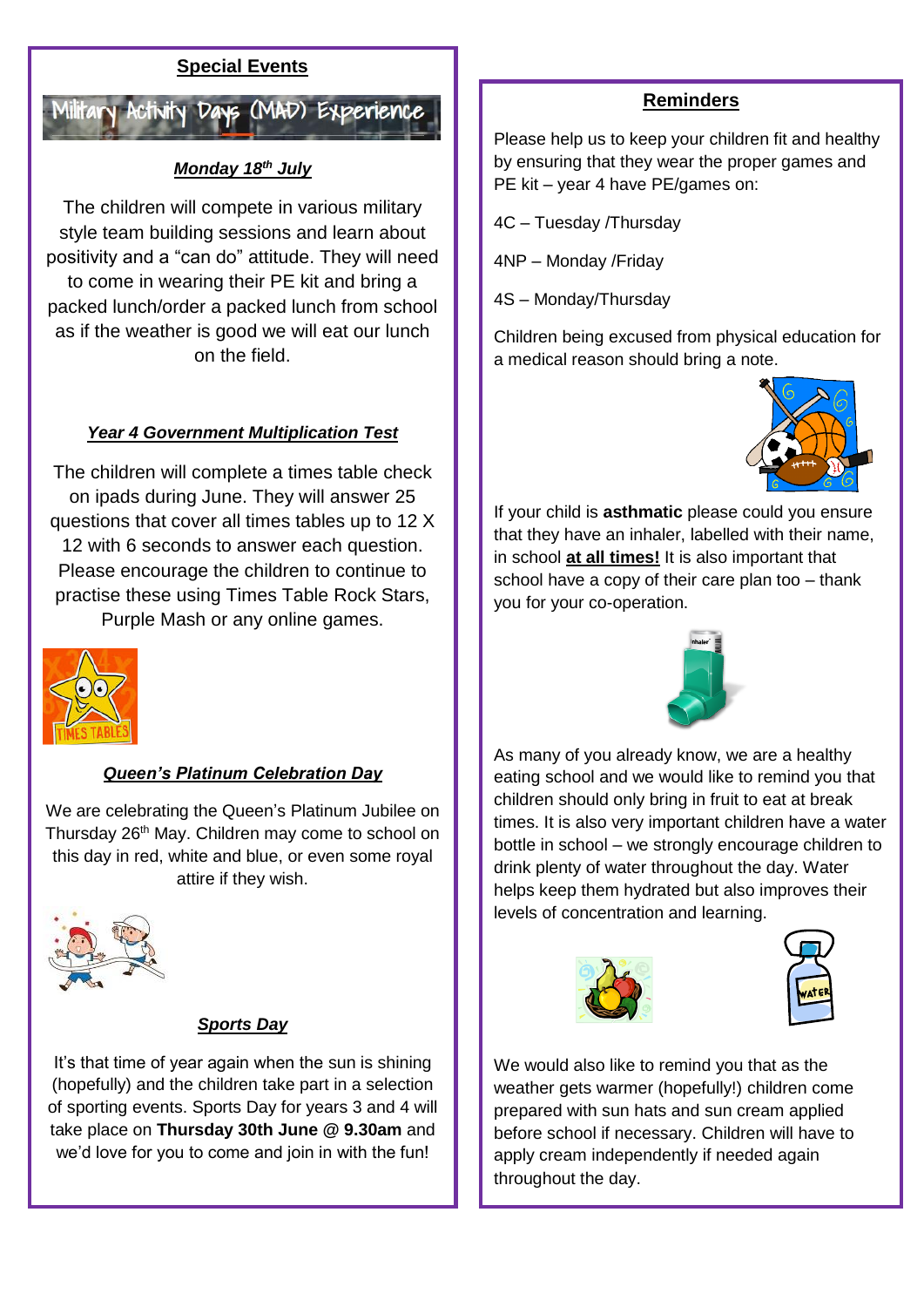## Special Events

Military Activity Days (MAD) Experience

***Monday 18th July***

The children will compete in various military style team building sessions and learn about positivity and a "can do" attitude. They will need to come in wearing their PE kit and bring a packed lunch/order a packed lunch from school as if the weather is good we will eat our lunch on the field.

***Year 4 Government Multiplication Test***

The children will complete a times table check on ipads during June. They will answer 25 questions that cover all times tables up to 12 X 12 with 6 seconds to answer each question. Please encourage the children to continue to practise these using Times Table Rock Stars, Purple Mash or any online games.

***Queen's Platinum Celebration Day***

We are celebrating the Queen's Platinum Jubilee on Thursday 26th May. Children may come to school on this day in red, white and blue, or even some royal attire if they wish.

***Sports Day***

It's that time of year again when the sun is shining (hopefully) and the children take part in a selection of sporting events. Sports Day for years 3 and 4 will take place on **Thursday 30th June** @ **9.30am** and we'd love for you to come and join in with the fun!

## Reminders

Please help us to keep your children fit and healthy by ensuring that they wear the proper games and PE kit – year 4 have PE/games on:

4C – Tuesday /Thursday

4NP – Monday /Friday

4S – Monday/Thursday

Children being excused from physical education for a medical reason should bring a note.

If your child is **asthmatic** please could you ensure that they have an inhaler, labelled with their name, in school **at all times!** It is also important that school have a copy of their care plan too – thank you for your co-operation.

As many of you already know, we are a healthy eating school and we would like to remind you that children should only bring in fruit to eat at break times. It is also very important children have a water bottle in school – we strongly encourage children to drink plenty of water throughout the day. Water helps keep them hydrated but also improves their levels of concentration and learning.

We would also like to remind you that as the weather gets warmer (hopefully!) children come prepared with sun hats and sun cream applied before school if necessary. Children will have to apply cream independently if needed again throughout the day.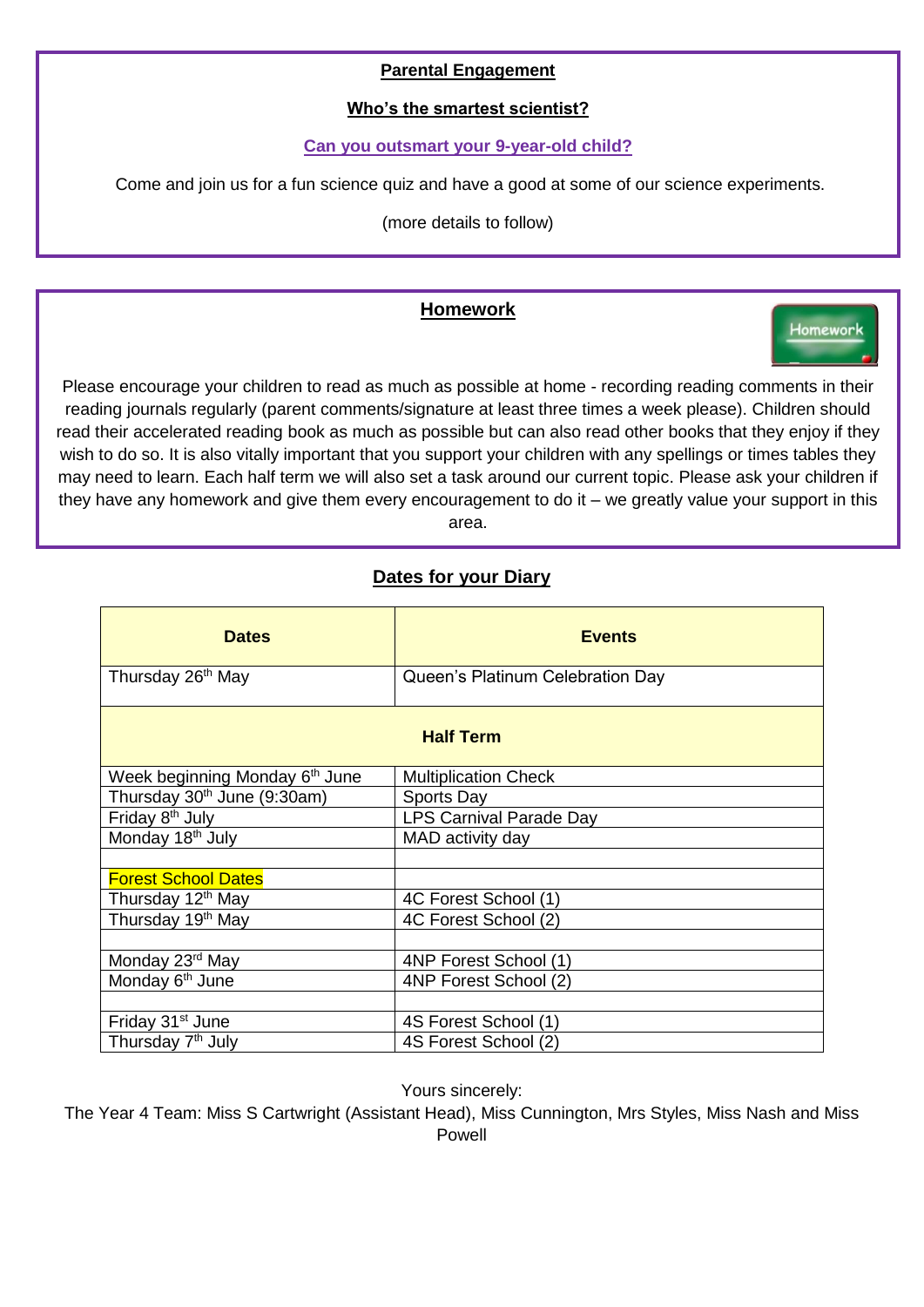## Parental Engagement

**Who's the smartest scientist?**

**Can you outsmart your 9-year-old child?**

Come and join us for a fun science quiz and have a good at some of our science experiments.

(more details to follow)

## Homework

Please encourage your children to read as much as possible at home - recording reading comments in their reading journals regularly (parent comments/signature at least three times a week please). Children should read their accelerated reading book as much as possible but can also read other books that they enjoy if they wish to do so. It is also vitally important that you support your children with any spellings or times tables they may need to learn. Each half term we will also set a task around our current topic. Please ask your children if they have any homework and give them every encouragement to do it – we greatly value your support in this area.

## Dates for your Diary

| Dates | Events |
|---|---|
| Thursday 26th May | Queen's Platinum Celebration Day |
| **Half Term** | |
| Week beginning Monday 6th June | Multiplication Check |
| Thursday 30th June (9:30am) | Sports Day |
| Friday 8th July | LPS Carnival Parade Day |
| Monday 18th July | MAD activity day |
| | |
| Forest School Dates | |
| Thursday 12th May | 4C Forest School (1) |
| Thursday 19th May | 4C Forest School (2) |
| | |
| Monday 23rd May | 4NP Forest School (1) |
| Monday 6th June | 4NP Forest School (2) |
| | |
| Friday 31st June | 4S Forest School (1) |
| Thursday 7th July | 4S Forest School (2) |

Yours sincerely:

The Year 4 Team: Miss S Cartwright (Assistant Head), Miss Cunnington, Mrs Styles, Miss Nash and Miss Powell